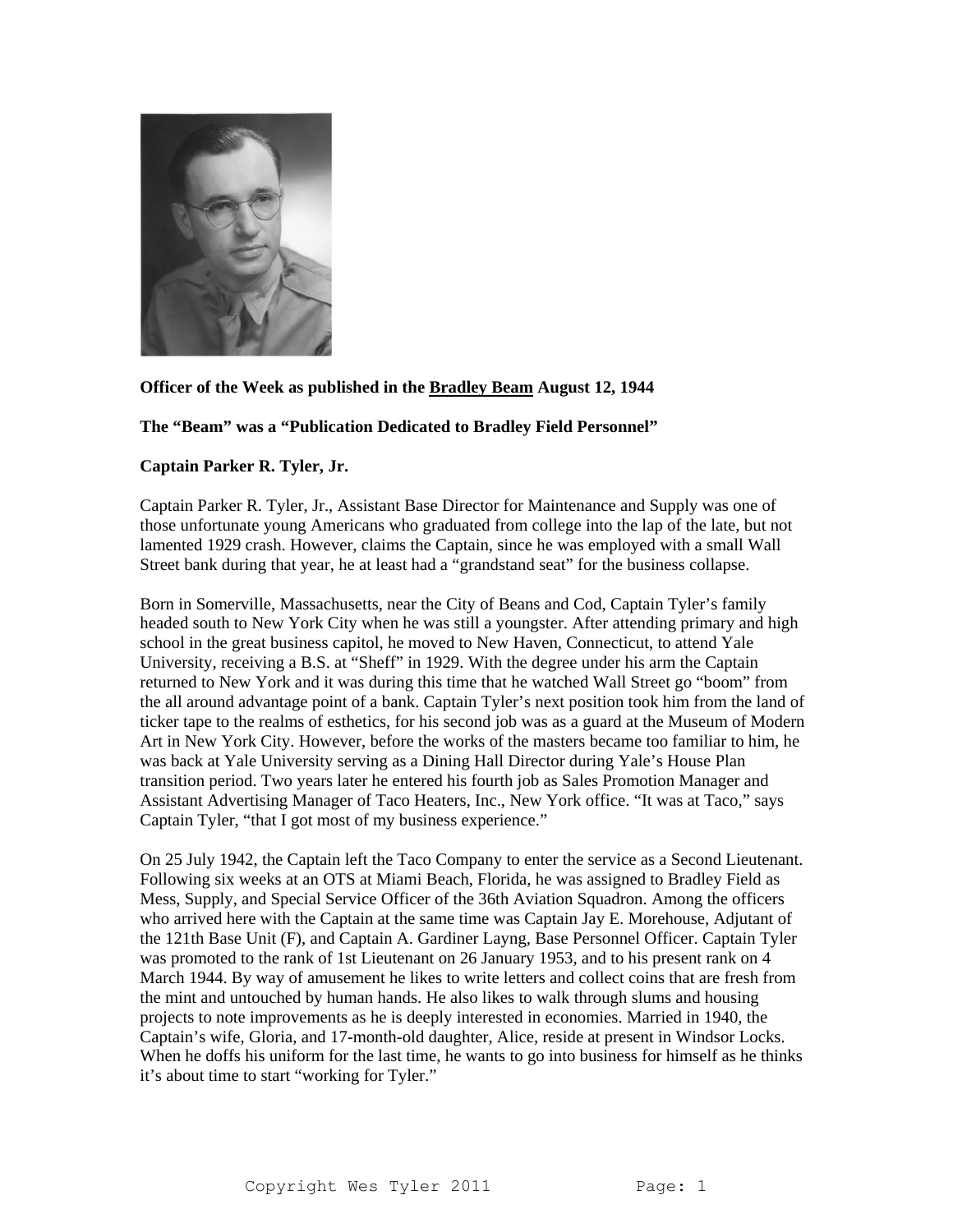**Officer of the Week as published in the Bradley Beam August 12, 1944**

**The "Beam" was a "Publication Dedicated to Bradley Field Personnel"**

**Captain Parker R. Tyler, Jr.**

Captain Parker R. Tyler, Jr., Assistant Base Director for Maintenance and Supply was one of those unfortunate young Americans who graduated from college into the lap of the late, but not lamented 1929 crash. However, claims the Captain, since he was employed with a small Wall Street bank during that year, he at least had a "grandstand seat" for the business collapse.

Born in Somerville, Massachusetts, near the City of Beans and Cod, Captain Tyler's family headed south to New York City when he was still a youngster. After attending primary and high school in the great business capitol, he moved to New Haven, Connecticut, to attend Yale University, receiving a B.S. at "Sheff" in 1929. With the degree under his arm the Captain returned to New York and it was during this time that he watched Wall Street go "boom" from the all around advantage point of a bank. Captain Tyler's next position took him from the land of ticker tape to the realms of esthetics, for his second job was as a guard at the Museum of Modern Art in New York City. However, before the works of the masters became too familiar to him, he was back at Yale University serving as a Dining Hall Director during Yale's House Plan transition period. Two years later he entered his fourth job as Sales Promotion Manager and Assistant Advertising Manager of Taco Heaters, Inc., New York office. "It was at Taco," says Captain Tyler, "that I got most of my business experience."

On 25 July 1942, the Captain left the Taco Company to enter the service as a Second Lieutenant. Following six weeks at an OTS at Miami Beach, Florida, he was assigned to Bradley Field as Mess, Supply, and Special Service Officer of the 36th Aviation Squadron. Among the officers who arrived here with the Captain at the same time was Captain Jay E. Morehouse, Adjutant of the 121th Base Unit (F), and Captain A. Gardiner Layng, Base Personnel Officer. Captain Tyler was promoted to the rank of 1st Lieutenant on 26 January 1953, and to his present rank on 4 March 1944. By way of amusement he likes to write letters and collect coins that are fresh from the mint and untouched by human hands. He also likes to walk through slums and housing projects to note improvements as he is deeply interested in economies. Married in 1940, the Captain's wife, Gloria, and 17-month-old daughter, Alice, reside at present in Windsor Locks. When he doffs his uniform for the last time, he wants to go into business for himself as he thinks it's about time to start "working for Tyler."

Copyright Wes Tyler 2011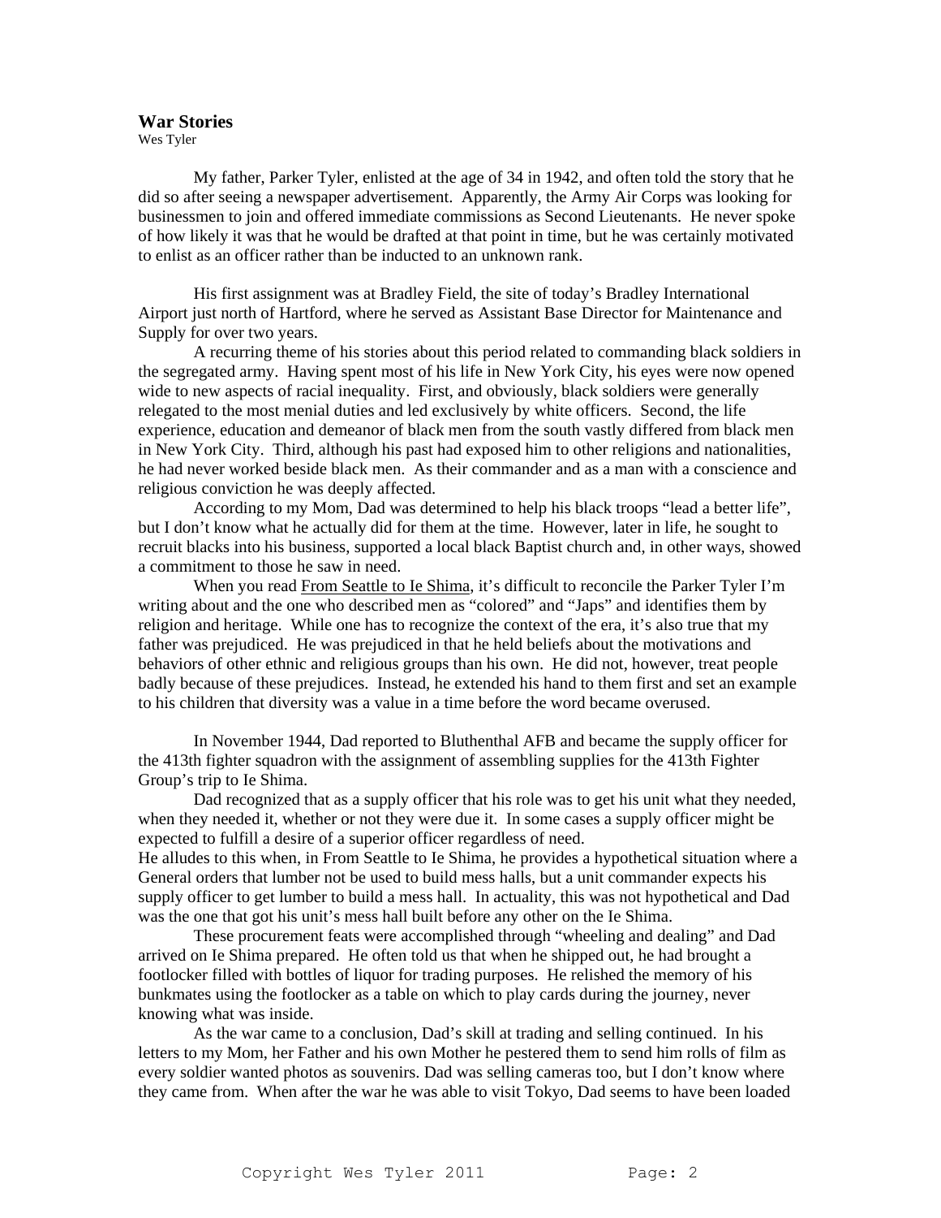**War Stories**

Wes Tyler

My father, Parker Tyler, enlisted at the age of 34 in 1942, and often told the story that he did so after seeing a newspaper advertisement. Apparently, the Army Air Corps was looking for businessmen to join and offered immediate commissions as Second Lieutenants. He never spoke of how likely it was that he would be drafted at that point in time, but he was certainly motivated to enlist as an officer rather than be inducted to an unknown rank.

His first assignment was at Bradley Field, the site of today's Bradley International Airport just north of Hartford, where he served as Assistant Base Director for Maintenance and Supply for over two years.

A recurring theme of his stories about this period related to commanding black soldiers in the segregated army. Having spent most of his life in New York City, his eyes were now opened wide to new aspects of racial inequality. First, and obviously, black soldiers were generally relegated to the most menial duties and led exclusively by white officers. Second, the life experience, education and demeanor of black men from the south vastly differed from black men in New York City. Third, although his past had exposed him to other religions and nationalities, he had never worked beside black men. As their commander and as a man with a conscience and religious conviction he was deeply affected.

According to my Mom, Dad was determined to help his black troops "lead a better life", but I don't know what he actually did for them at the time. However, later in life, he sought to recruit blacks into his business, supported a local black Baptist church and, in other ways, showed a commitment to those he saw in need.

When you read <u>From Seattle to Ie Shima</u>, it's difficult to reconcile the Parker Tyler I'm writing about and the one who described men as "colored" and "Japs" and identifies them by religion and heritage. While one has to recognize the context of the era, it's also true that my father was prejudiced. He was prejudiced in that he held beliefs about the motivations and behaviors of other ethnic and religious groups than his own. He did not, however, treat people badly because of these prejudices. Instead, he extended his hand to them first and set an example to his children that diversity was a value in a time before the word became overused.

In November 1944, Dad reported to Bluthenthal AFB and became the supply officer for the 413th fighter squadron with the assignment of assembling supplies for the 413th Fighter Group's trip to Ie Shima.

Dad recognized that as a supply officer that his role was to get his unit what they needed, when they needed it, whether or not they were due it. In some cases a supply officer might be expected to fulfill a desire of a superior officer regardless of need.
He alludes to this when, in From Seattle to Ie Shima, he provides a hypothetical situation where a General orders that lumber not be used to build mess halls, but a unit commander expects his supply officer to get lumber to build a mess hall. In actuality, this was not hypothetical and Dad was the one that got his unit's mess hall built before any other on the Ie Shima.

These procurement feats were accomplished through "wheeling and dealing" and Dad arrived on Ie Shima prepared. He often told us that when he shipped out, he had brought a footlocker filled with bottles of liquor for trading purposes. He relished the memory of his bunkmates using the footlocker as a table on which to play cards during the journey, never knowing what was inside.

As the war came to a conclusion, Dad's skill at trading and selling continued. In his letters to my Mom, her Father and his own Mother he pestered them to send him rolls of film as every soldier wanted photos as souvenirs. Dad was selling cameras too, but I don't know where they came from. When after the war he was able to visit Tokyo, Dad seems to have been loaded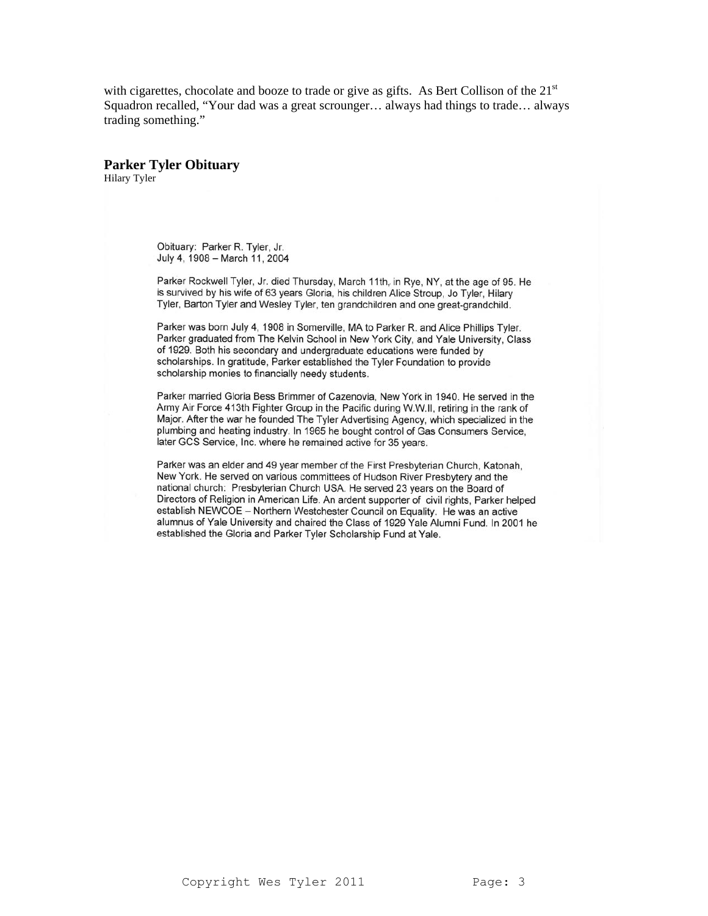with cigarettes, chocolate and booze to trade or give as gifts. As Bert Collison of the 21st Squadron recalled, "Your dad was a great scrounger… always had things to trade… always trading something."

## Parker Tyler Obituary

Hilary Tyler

Obituary: Parker R. Tyler, Jr.
July 4, 1908 – March 11, 2004

Parker Rockwell Tyler, Jr. died Thursday, March 11th, in Rye, NY, at the age of 95. He is survived by his wife of 63 years Gloria, his children Alice Stroup, Jo Tyler, Hilary Tyler, Barton Tyler and Wesley Tyler, ten grandchildren and one great-grandchild.

Parker was born July 4, 1908 in Somerville, MA to Parker R. and Alice Phillips Tyler. Parker graduated from The Kelvin School in New York City, and Yale University, Class of 1929. Both his secondary and undergraduate educations were funded by scholarships. In gratitude, Parker established the Tyler Foundation to provide scholarship monies to financially needy students.

Parker married Gloria Bess Brimmer of Cazenovia, New York in 1940. He served in the Army Air Force 413th Fighter Group in the Pacific during W.W.II, retiring in the rank of Major. After the war he founded The Tyler Advertising Agency, which specialized in the plumbing and heating industry. In 1965 he bought control of Gas Consumers Service, later GCS Service, Inc. where he remained active for 35 years.

Parker was an elder and 49 year member of the First Presbyterian Church, Katonah, New York. He served on various committees of Hudson River Presbytery and the national church: Presbyterian Church USA. He served 23 years on the Board of Directors of Religion in American Life. An ardent supporter of civil rights, Parker helped establish NEWCOE – Northern Westchester Council on Equality. He was an active alumnus of Yale University and chaired the Class of 1929 Yale Alumni Fund. In 2001 he established the Gloria and Parker Tyler Scholarship Fund at Yale.